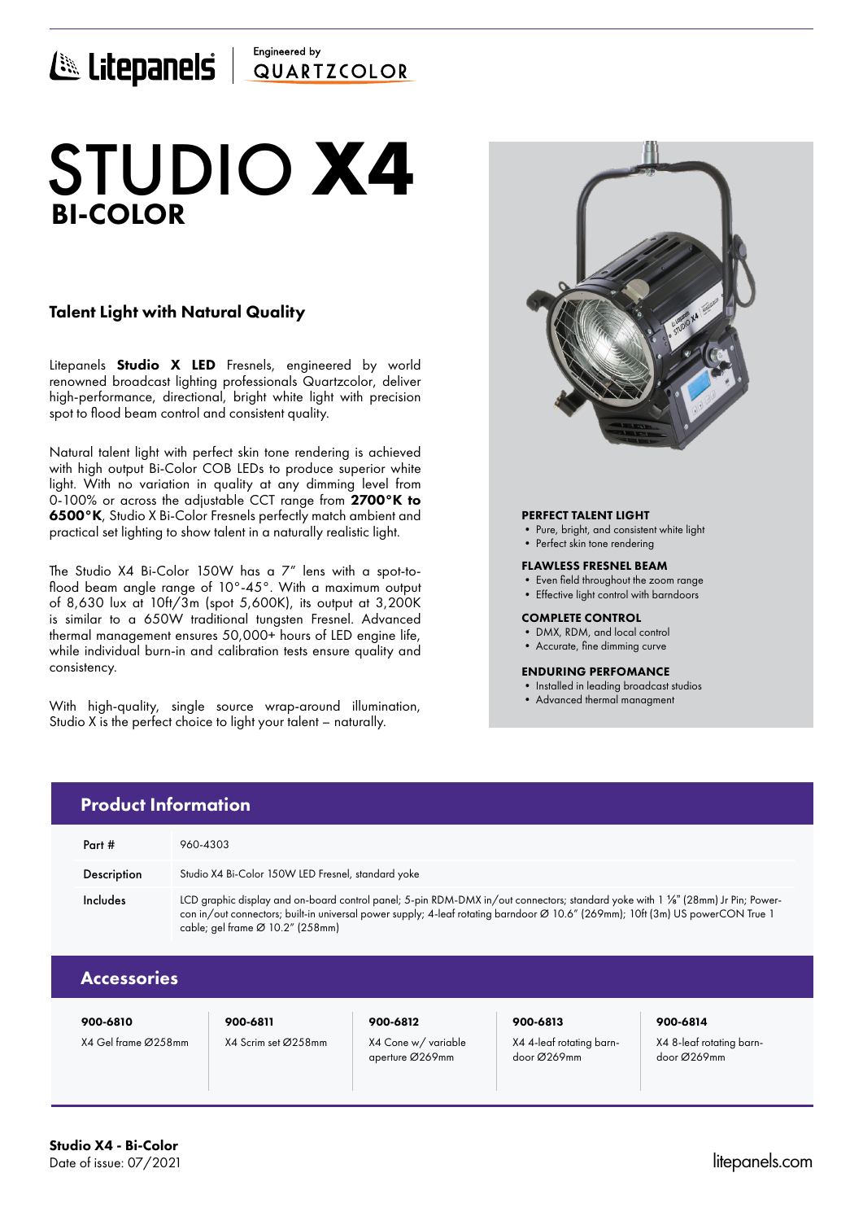Litepanels | Engineered by QUARTZCOLOR

# STUDIO **X4**
## BI-COLOR

### Talent Light with Natural Quality

Litepanels **Studio X LED** Fresnels, engineered by world renowned broadcast lighting professionals Quartzcolor, deliver high-performance, directional, bright white light with precision spot to flood beam control and consistent quality.

Natural talent light with perfect skin tone rendering is achieved with high output Bi-Color COB LEDs to produce superior white light. With no variation in quality at any dimming level from 0-100% or across the adjustable CCT range from **2700°K to 6500°K**, Studio X Bi-Color Fresnels perfectly match ambient and practical set lighting to show talent in a naturally realistic light.

The Studio X4 Bi-Color 150W has a 7" lens with a spot-to-flood beam angle range of 10°-45°. With a maximum output of 8,630 lux at 10ft/3m (spot 5,600K), its output at 3,200K is similar to a 650W traditional tungsten Fresnel. Advanced thermal management ensures 50,000+ hours of LED engine life, while individual burn-in and calibration tests ensure quality and consistency.

With high-quality, single source wrap-around illumination, Studio X is the perfect choice to light your talent – naturally.

**PERFECT TALENT LIGHT**
- Pure, bright, and consistent white light
- Perfect skin tone rendering

**FLAWLESS FRESNEL BEAM**
- Even field throughout the zoom range
- Effective light control with barndoors

**COMPLETE CONTROL**
- DMX, RDM, and local control
- Accurate, fine dimming curve

**ENDURING PERFOMANCE**
- Installed in leading broadcast studios
- Advanced thermal managment

## Product Information

| | |
|---|---|
| Part # | 960-4303 |
| Description | Studio X4 Bi-Color 150W LED Fresnel, standard yoke |
| Includes | LCD graphic display and on-board control panel; 5-pin RDM-DMX in/out connectors; standard yoke with 1 ⅛" (28mm) Jr Pin; Powercon in/out connectors; built-in universal power supply; 4-leaf rotating barndoor Ø 10.6" (269mm); 10ft (3m) US powerCON True 1 cable; gel frame Ø 10.2" (258mm) |

## Accessories

| 900-6810 | 900-6811 | 900-6812 | 900-6813 | 900-6814 |
|---|---|---|---|---|
| X4 Gel frame Ø258mm | X4 Scrim set Ø258mm | X4 Cone w/ variable aperture Ø269mm | X4 4-leaf rotating barndoor Ø269mm | X4 8-leaf rotating barndoor Ø269mm |

**Studio X4 - Bi-Color**
Date of issue: 07/2021

litepanels.com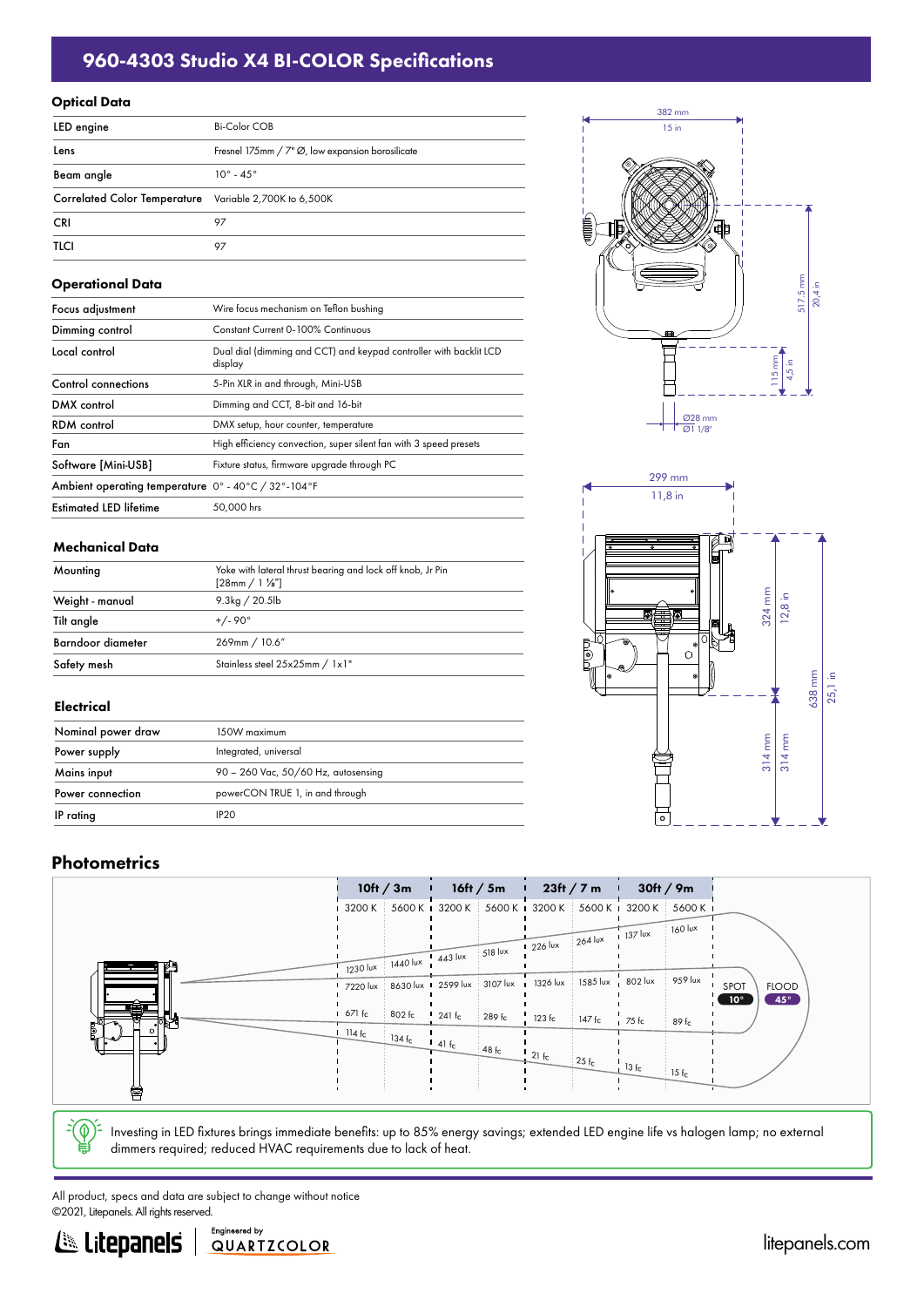## 960-4303 Studio X4 BI-COLOR Specifications

### Optical Data

| | |
|---|---|
| LED engine | Bi-Color COB |
| Lens | Fresnel 175mm / 7" Ø, low expansion borosilicate |
| Beam angle | 10° - 45° |
| Correlated Color Temperature | Variable 2,700K to 6,500K |
| CRI | 97 |
| TLCI | 97 |

### Operational Data

| | |
|---|---|
| Focus adjustment | Wire focus mechanism on Teflon bushing |
| Dimming control | Constant Current 0-100% Continuous |
| Local control | Dual dial (dimming and CCT) and keypad controller with backlit LCD display |
| Control connections | 5-Pin XLR in and through, Mini-USB |
| DMX control | Dimming and CCT, 8-bit and 16-bit |
| RDM control | DMX setup, hour counter, temperature |
| Fan | High efficiency convection, super silent fan with 3 speed presets |
| Software [Mini-USB] | Fixture status, firmware upgrade through PC |
| Ambient operating temperature | 0° - 40°C / 32°-104°F |
| Estimated LED lifetime | 50,000 hrs |

### Mechanical Data

| | |
|---|---|
| Mounting | Yoke with lateral thrust bearing and lock off knob, Jr Pin [28mm / 1 ⅛"] |
| Weight - manual | 9.3kg / 20.5lb |
| Tilt angle | +/- 90° |
| Barndoor diameter | 269mm / 10.6" |
| Safety mesh | Stainless steel 25x25mm / 1x1" |

### Electrical

| | |
|---|---|
| Nominal power draw | 150W maximum |
| Power supply | Integrated, universal |
| Mains input | 90 – 260 Vac, 50/60 Hz, autosensing |
| Power connection | powerCON TRUE 1, in and through |
| IP rating | IP20 |

382 mm
15 in
517.5 mm
20,4 in
115 mm
4,5 in
Ø28 mm
Ø1 1/8"

299 mm
11,8 in
324 mm
12,8 in
638 mm
25,1 in
314 mm
314 mm

## Photometrics

10ft / 3m
16ft / 5m
23ft / 7 m
30ft / 9m

3200 K, 5600 K, 3200 K, 5600 K, 3200 K, 5600 K, 3200 K, 5600 K

1230 lux, 1440 lux, 443 lux, 518 lux, 226 lux, 264 lux, 137 lux, 160 lux

7220 lux, 8630 lux, 2599 lux, 3107 lux, 1326 lux, 1585 lux, 802 lux, 959 lux

671 fc, 802 fc, 241 fc, 289 fc, 123 fc, 147 fc, 75 fc, 89 fc

114 fc, 134 fc, 41 fc, 48 fc, 21 fc, 25 fc, 13 fc, 15 fc

SPOT 10°
FLOOD 45°

Investing in LED fixtures brings immediate benefits: up to 85% energy savings; extended LED engine life vs halogen lamp; no external dimmers required; reduced HVAC requirements due to lack of heat.

All product, specs and data are subject to change without notice
©2021, Litepanels. All rights reserved.

Litepanels | Engineered by QUARTZCOLOR

litepanels.com